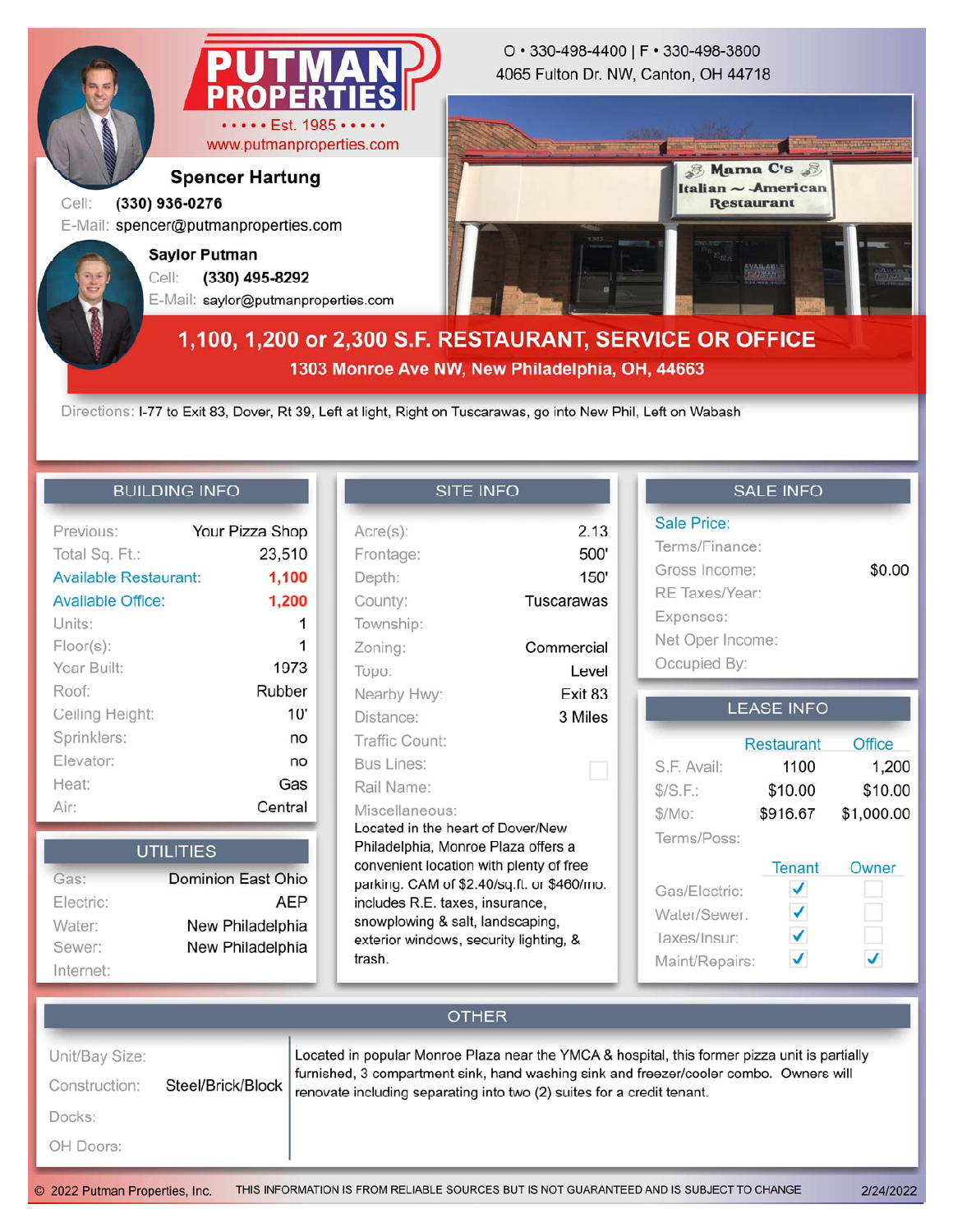# PUTMAN PROPERTIES

Est. 1985

www.putmanproperties.com

O • 330-498-4400 | F • 330-498-3800
4065 Fulton Dr. NW, Canton, OH 44718

**Spencer Hartung**
Cell: **(330) 936-0276**
E-Mail: spencer@putmanproperties.com

**Saylor Putman**
Cell: **(330) 495-8292**
E-Mail: saylor@putmanproperties.com

## 1,100, 1,200 or 2,300 S.F. RESTAURANT, SERVICE OR OFFICE

### 1303 Monroe Ave NW, New Philadelphia, OH, 44663

Directions: I-77 to Exit 83, Dover, Rt 39, Left at light, Right on Tuscarawas, go into New Phil, Left on Wabash

## BUILDING INFO

| | |
|---|---|
| Previous: | Your Pizza Shop |
| Total Sq. Ft.: | 23,510 |
| Available Restaurant: | 1,100 |
| Available Office: | 1,200 |
| Units: | 1 |
| Floor(s): | 1 |
| Year Built: | 1973 |
| Roof: | Rubber |
| Ceiling Height: | 10' |
| Sprinklers: | no |
| Elevator: | no |
| Heat: | Gas |
| Air: | Central |

## UTILITIES

| | |
|---|---|
| Gas: | Dominion East Ohio |
| Electric: | AEP |
| Water: | New Philadelphia |
| Sewer: | New Philadelphia |
| Internet: | |

## SITE INFO

| | |
|---|---|
| Acre(s): | 2.13 |
| Frontage: | 500' |
| Depth: | 150' |
| County: | Tuscarawas |
| Township: | |
| Zoning: | Commercial |
| Topo: | Level |
| Nearby Hwy: | Exit 83 |
| Distance: | 3 Miles |
| Traffic Count: | |
| Bus Lines: | ☐ |
| Rail Name: | |

Miscellaneous:
Located in the heart of Dover/New Philadelphia, Monroe Plaza offers a convenient location with plenty of free parking. CAM of $2.40/sq.ft. or $460/mo. includes R.E. taxes, insurance, snowplowing & salt, landscaping, exterior windows, security lighting, & trash.

## SALE INFO

| | |
|---|---|
| Sale Price: | |
| Terms/Finance: | |
| Gross Income: | $0.00 |
| RE Taxes/Year: | |
| Expenses: | |
| Net Oper Income: | |
| Occupied By: | |

## LEASE INFO

| | Restaurant | Office |
|---|---|---|
| S.F. Avail: | 1100 | 1,200 |
| $/S.F.: | $10.00 | $10.00 |
| $/Mo: | $916.67 | $1,000.00 |
| Terms/Poss: | | |

| | Tenant | Owner |
|---|---|---|
| Gas/Electric: | ✓ | ☐ |
| Water/Sewer: | ✓ | ☐ |
| Taxes/Insur: | ✓ | ☐ |
| Maint/Repairs: | ✓ | ✓ |

## OTHER

| | |
|---|---|
| Unit/Bay Size: | |
| Construction: | Steel/Brick/Block |
| Docks: | |
| OH Doors: | |

Located in popular Monroe Plaza near the YMCA & hospital, this former pizza unit is partially furnished, 3 compartment sink, hand washing sink and freezer/cooler combo. Owners will renovate including separating into two (2) suites for a credit tenant.

© 2022 Putman Properties, Inc. THIS INFORMATION IS FROM RELIABLE SOURCES BUT IS NOT GUARANTEED AND IS SUBJECT TO CHANGE 2/24/2022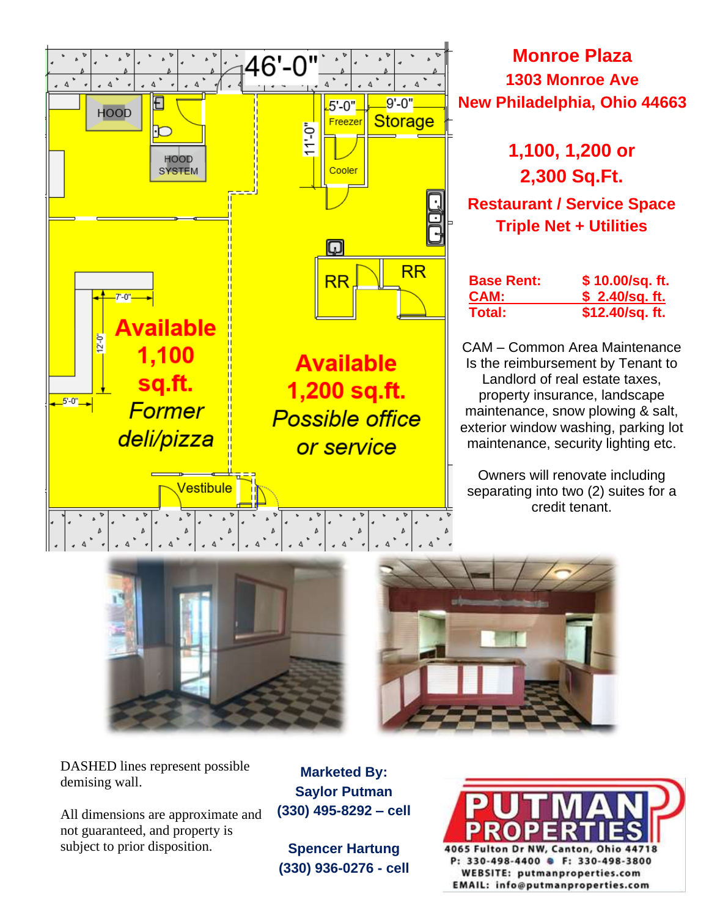# Monroe Plaza

## 1303 Monroe Ave
## New Philadelphia, Ohio 44663

## 1,100, 1,200 or 2,300 Sq.Ft.

**Restaurant / Service Space**
**Triple Net + Utilities**

| | |
|---|---|
| **Base Rent:** | **$ 10.00/sq. ft.** |
| **CAM:** | **$ 2.40/sq. ft.** |
| **Total:** | **$12.40/sq. ft.** |

CAM – Common Area Maintenance Is the reimbursement by Tenant to Landlord of real estate taxes, property insurance, landscape maintenance, snow plowing & salt, exterior window washing, parking lot maintenance, security lighting etc.

Owners will renovate including separating into two (2) suites for a credit tenant.

46'-0"

HOOD

HOOD SYSTEM

5'-0"

Freezer

9'-0"

Storage

11'-0"

Cooler

RR

RR

7'-0"

12'-0"

5'-0"

**Available 1,100 sq.ft.**
*Former deli/pizza*

**Available 1,200 sq.ft.**
*Possible office or service*

Vestibule

DASHED lines represent possible demising wall.

All dimensions are approximate and not guaranteed, and property is subject to prior disposition.

**Marketed By:**
**Saylor Putman**
**(330) 495-8292 – cell**

**Spencer Hartung**
**(330) 936-0276 - cell**

PUTMAN PROPERTIES
4065 Fulton Dr NW, Canton, Ohio 44718
P: 330-498-4400 F: 330-498-3800
WEBSITE: putmanproperties.com
EMAIL: info@putmanproperties.com